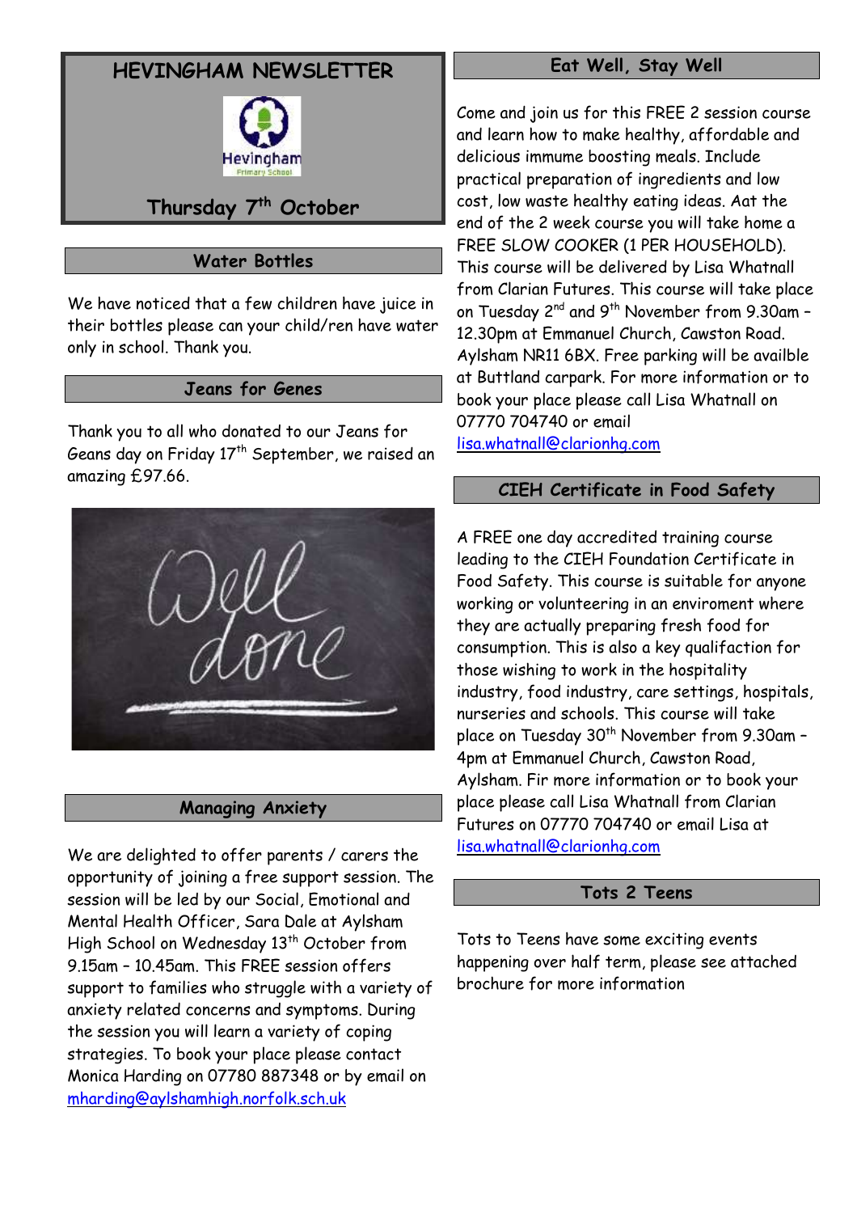# HEVINGHAM NEWSLETTER

Hevingham Primary School

## Thursday 7th October

### Water Bottles

We have noticed that a few children have juice in their bottles please can your child/ren have water only in school. Thank you.

### Jeans for Genes

Thank you to all who donated to our Jeans for Geans day on Friday 17th September, we raised an amazing £97.66.

### Managing Anxiety

We are delighted to offer parents / carers the opportunity of joining a free support session. The session will be led by our Social, Emotional and Mental Health Officer, Sara Dale at Aylsham High School on Wednesday 13th October from 9.15am – 10.45am. This FREE session offers support to families who struggle with a variety of anxiety related concerns and symptoms. During the session you will learn a variety of coping strategies. To book your place please contact Monica Harding on 07780 887348 or by email on mharding@aylshamhigh.norfolk.sch.uk

### Eat Well, Stay Well

Come and join us for this FREE 2 session course and learn how to make healthy, affordable and delicious immune boosting meals. Include practical preparation of ingredients and low cost, low waste healthy eating ideas. Aat the end of the 2 week course you will take home a FREE SLOW COOKER (1 PER HOUSEHOLD). This course will be delivered by Lisa Whatnall from Clarian Futures. This course will take place on Tuesday 2nd and 9th November from 9.30am – 12.30pm at Emmanuel Church, Cawston Road. Aylsham NR11 6BX. Free parking will be availble at Buttland carpark. For more information or to book your place please call Lisa Whatnall on 07770 704740 or email lisa.whatnall@clarionhg.com

### CIEH Certificate in Food Safety

A FREE one day accredited training course leading to the CIEH Foundation Certificate in Food Safety. This course is suitable for anyone working or volunteering in an enviroment where they are actually preparing fresh food for consumption. This is also a key qualifaction for those wishing to work in the hospitality industry, food industry, care settings, hospitals, nurseries and schools. This course will take place on Tuesday 30th November from 9.30am – 4pm at Emmanuel Church, Cawston Road, Aylsham. Fir more information or to book your place please call Lisa Whatnall from Clarian Futures on 07770 704740 or email Lisa at lisa.whatnall@clarionhg.com

### Tots 2 Teens

Tots to Teens have some exciting events happening over half term, please see attached brochure for more information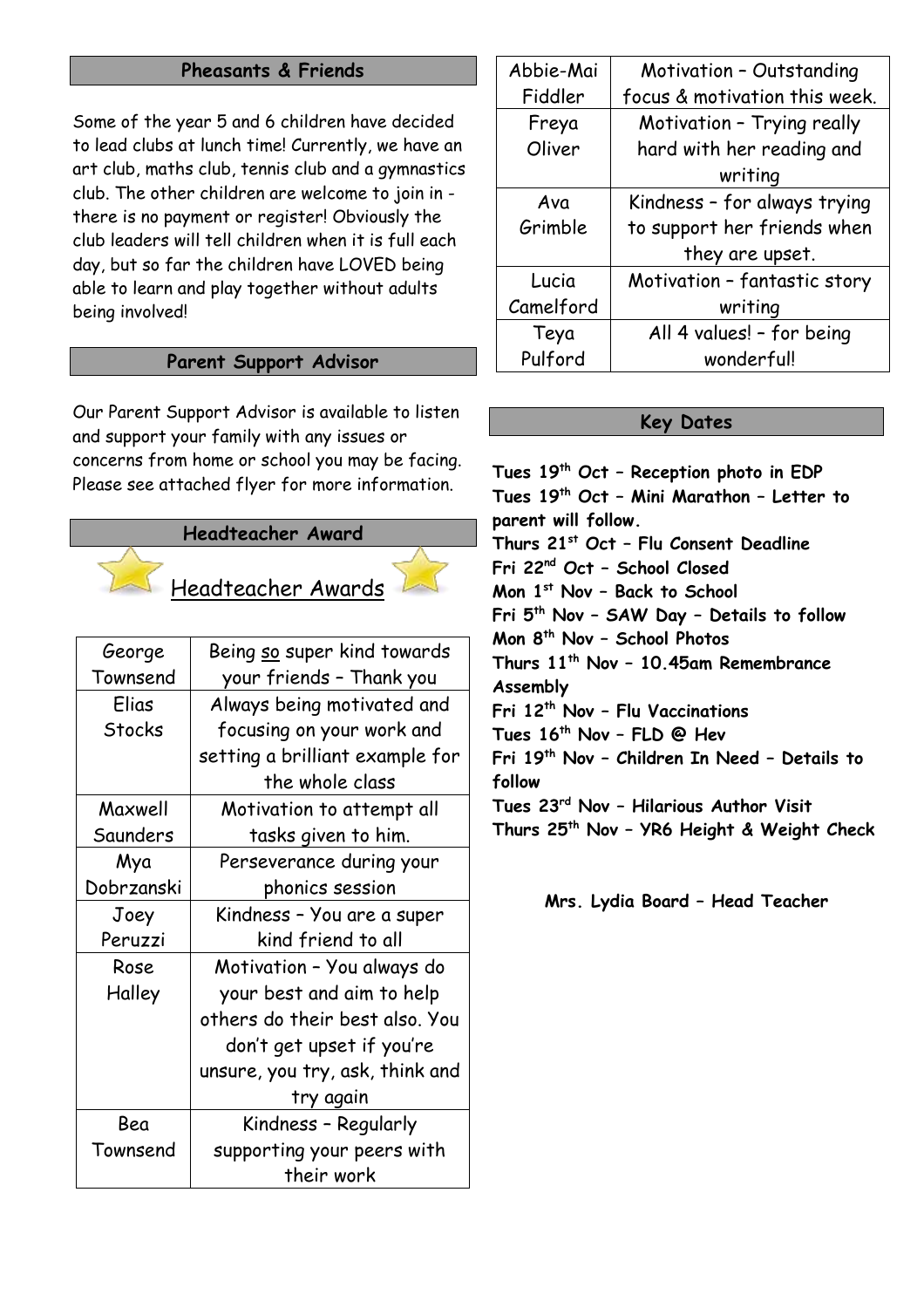## Pheasants & Friends

Some of the year 5 and 6 children have decided to lead clubs at lunch time! Currently, we have an art club, maths club, tennis club and a gymnastics club. The other children are welcome to join in - there is no payment or register! Obviously the club leaders will tell children when it is full each day, but so far the children have LOVED being able to learn and play together without adults being involved!

## Parent Support Advisor

Our Parent Support Advisor is available to listen and support your family with any issues or concerns from home or school you may be facing. Please see attached flyer for more information.

## Headteacher Award

Headteacher Awards

| | |
|---|---|
| George Townsend | Being so super kind towards your friends – Thank you |
| Elias Stocks | Always being motivated and focusing on your work and setting a brilliant example for the whole class |
| Maxwell Saunders | Motivation to attempt all tasks given to him. |
| Mya Dobrzanski | Perseverance during your phonics session |
| Joey Peruzzi | Kindness – You are a super kind friend to all |
| Rose Halley | Motivation – You always do your best and aim to help others do their best also. You don't get upset if you're unsure, you try, ask, think and try again |
| Bea Townsend | Kindness – Regularly supporting your peers with their work |
| Abbie-Mai Fiddler | Motivation – Outstanding focus & motivation this week. |
| Freya Oliver | Motivation – Trying really hard with her reading and writing |
| Ava Grimble | Kindness – for always trying to support her friends when they are upset. |
| Lucia Camelford | Motivation – fantastic story writing |
| Teya Pulford | All 4 values! – for being wonderful! |

## Key Dates

**Tues 19th Oct – Reception photo in EDP**
**Tues 19th Oct – Mini Marathon – Letter to parent will follow.**
**Thurs 21st Oct – Flu Consent Deadline**
**Fri 22nd Oct – School Closed**
**Mon 1st Nov – Back to School**
**Fri 5th Nov – SAW Day – Details to follow**
**Mon 8th Nov – School Photos**
**Thurs 11th Nov – 10.45am Remembrance Assembly**
**Fri 12th Nov – Flu Vaccinations**
**Tues 16th Nov – FLD @ Hev**
**Fri 19th Nov – Children In Need – Details to follow**
**Tues 23rd Nov – Hilarious Author Visit**
**Thurs 25th Nov – YR6 Height & Weight Check**

**Mrs. Lydia Board – Head Teacher**